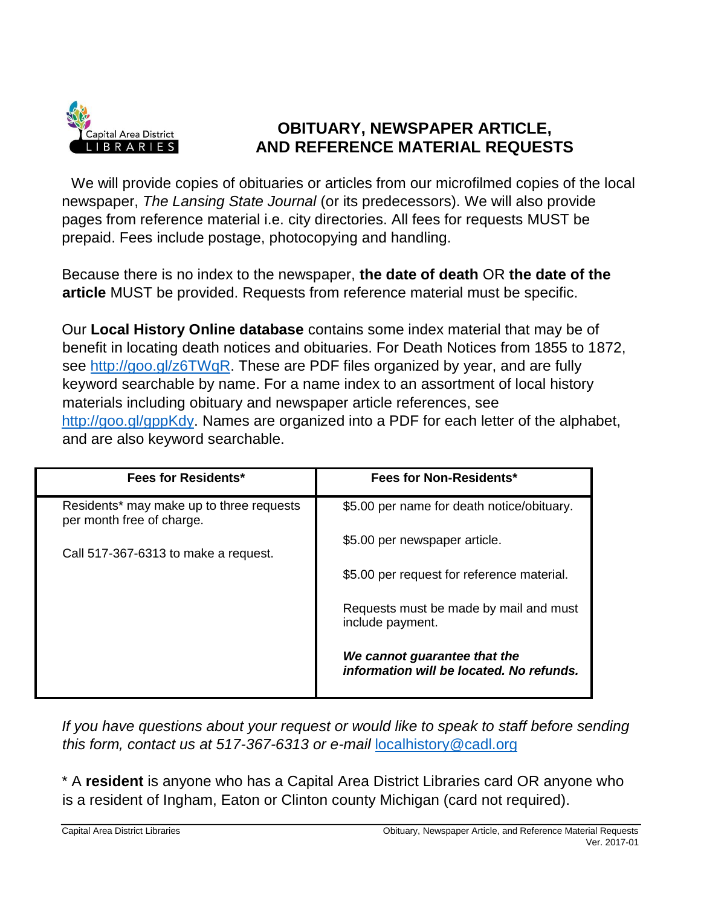# OBITUARY, NEWSPAPER ARTICLE, AND REFERENCE MATERIAL REQUESTS

We will provide copies of obituaries or articles from our microfilmed copies of the local newspaper, *The Lansing State Journal* (or its predecessors). We will also provide pages from reference material i.e. city directories. All fees for requests MUST be prepaid. Fees include postage, photocopying and handling.

Because there is no index to the newspaper, **the date of death** OR **the date of the article** MUST be provided. Requests from reference material must be specific.

Our **Local History Online database** contains some index material that may be of benefit in locating death notices and obituaries. For Death Notices from 1855 to 1872, see http://goo.gl/z6TWqR. These are PDF files organized by year, and are fully keyword searchable by name. For a name index to an assortment of local history materials including obituary and newspaper article references, see http://goo.gl/gppKdy. Names are organized into a PDF for each letter of the alphabet, and are also keyword searchable.

| Fees for Residents* | Fees for Non-Residents* |
|---|---|
| Residents* may make up to three requests per month free of charge.<br><br>Call 517-367-6313 to make a request. | $5.00 per name for death notice/obituary.<br><br>$5.00 per newspaper article.<br><br>$5.00 per request for reference material.<br><br>Requests must be made by mail and must include payment.<br><br>***We cannot guarantee that the information will be located. No refunds.*** |

*If you have questions about your request or would like to speak to staff before sending this form, contact us at 517-367-6313 or e-mail* localhistory@cadl.org

* A **resident** is anyone who has a Capital Area District Libraries card OR anyone who is a resident of Ingham, Eaton or Clinton county Michigan (card not required).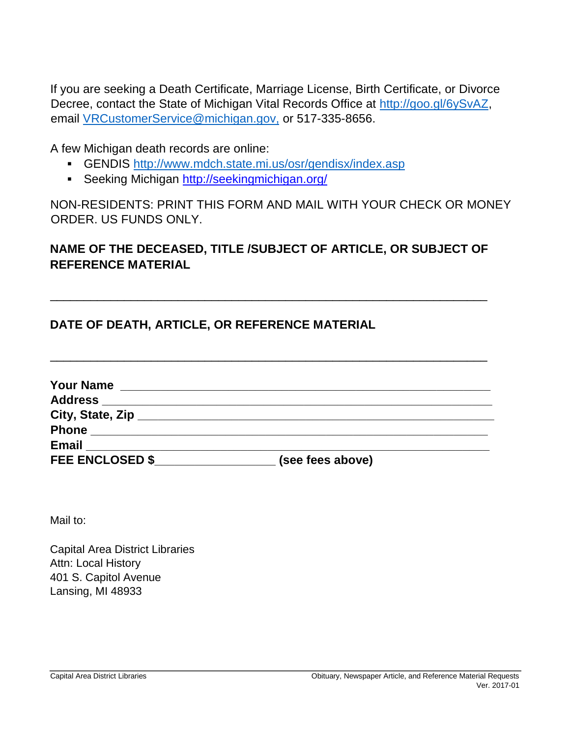If you are seeking a Death Certificate, Marriage License, Birth Certificate, or Divorce Decree, contact the State of Michigan Vital Records Office at http://goo.gl/6ySvAZ, email VRCustomerService@michigan.gov, or 517-335-8656.

A few Michigan death records are online:

- GENDIS http://www.mdch.state.mi.us/osr/gendisx/index.asp
- Seeking Michigan http://seekingmichigan.org/

NON-RESIDENTS: PRINT THIS FORM AND MAIL WITH YOUR CHECK OR MONEY ORDER. US FUNDS ONLY.

**NAME OF THE DECEASED, TITLE /SUBJECT OF ARTICLE, OR SUBJECT OF REFERENCE MATERIAL**

_______________________________________________________________

**DATE OF DEATH, ARTICLE, OR REFERENCE MATERIAL**

_______________________________________________________________

**Your Name** _______________________________________________
**Address** _________________________________________________
**City, State, Zip** __________________________________________
**Phone** ___________________________________________________
**Email** ___________________________________________________
**FEE ENCLOSED $**_________________ **(see fees above)**

Mail to:

Capital Area District Libraries
Attn: Local History
401 S. Capitol Avenue
Lansing, MI 48933